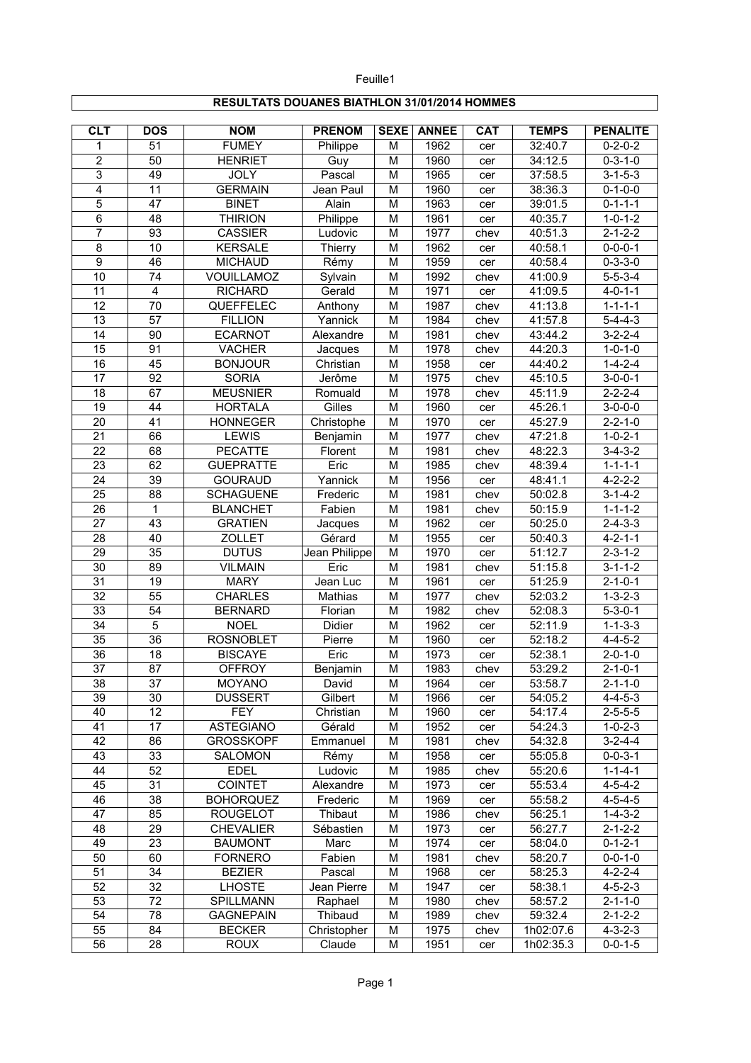# RESULTATS DOUANES BIATHLON 31/01/2014 HOMMES

| CLT | DOS | NOM | PRENOM | SEXE | ANNEE | CAT | TEMPS | PENALITE |
|---|---|---|---|---|---|---|---|---|
| 1 | 51 | FUMEY | Philippe | M | 1962 | cer | 32:40.7 | 0-2-0-2 |
| 2 | 50 | HENRIET | Guy | M | 1960 | cer | 34:12.5 | 0-3-1-0 |
| 3 | 49 | JOLY | Pascal | M | 1965 | cer | 37:58.5 | 3-1-5-3 |
| 4 | 11 | GERMAIN | Jean Paul | M | 1960 | cer | 38:36.3 | 0-1-0-0 |
| 5 | 47 | BINET | Alain | M | 1963 | cer | 39:01.5 | 0-1-1-1 |
| 6 | 48 | THIRION | Philippe | M | 1961 | cer | 40:35.7 | 1-0-1-2 |
| 7 | 93 | CASSIER | Ludovic | M | 1977 | chev | 40:51.3 | 2-1-2-2 |
| 8 | 10 | KERSALE | Thierry | M | 1962 | cer | 40:58.1 | 0-0-0-1 |
| 9 | 46 | MICHAUD | Rémy | M | 1959 | cer | 40:58.4 | 0-3-3-0 |
| 10 | 74 | VOUILLAMOZ | Sylvain | M | 1992 | chev | 41:00.9 | 5-5-3-4 |
| 11 | 4 | RICHARD | Gerald | M | 1971 | cer | 41:09.5 | 4-0-1-1 |
| 12 | 70 | QUEFFELEC | Anthony | M | 1987 | chev | 41:13.8 | 1-1-1-1 |
| 13 | 57 | FILLION | Yannick | M | 1984 | chev | 41:57.8 | 5-4-4-3 |
| 14 | 90 | ECARNOT | Alexandre | M | 1981 | chev | 43:44.2 | 3-2-2-4 |
| 15 | 91 | VACHER | Jacques | M | 1978 | chev | 44:20.3 | 1-0-1-0 |
| 16 | 45 | BONJOUR | Christian | M | 1958 | cer | 44:40.2 | 1-4-2-4 |
| 17 | 92 | SORIA | Jerôme | M | 1975 | chev | 45:10.5 | 3-0-0-1 |
| 18 | 67 | MEUSNIER | Romuald | M | 1978 | chev | 45:11.9 | 2-2-2-4 |
| 19 | 44 | HORTALA | Gilles | M | 1960 | cer | 45:26.1 | 3-0-0-0 |
| 20 | 41 | HONNEGER | Christophe | M | 1970 | cer | 45:27.9 | 2-2-1-0 |
| 21 | 66 | LEWIS | Benjamin | M | 1977 | chev | 47:21.8 | 1-0-2-1 |
| 22 | 68 | PECATTE | Florent | M | 1981 | chev | 48:22.3 | 3-4-3-2 |
| 23 | 62 | GUEPRATTE | Eric | M | 1985 | chev | 48:39.4 | 1-1-1-1 |
| 24 | 39 | GOURAUD | Yannick | M | 1956 | cer | 48:41.1 | 4-2-2-2 |
| 25 | 88 | SCHAGUENE | Frederic | M | 1981 | chev | 50:02.8 | 3-1-4-2 |
| 26 | 1 | BLANCHET | Fabien | M | 1981 | chev | 50:15.9 | 1-1-1-2 |
| 27 | 43 | GRATIEN | Jacques | M | 1962 | cer | 50:25.0 | 2-4-3-3 |
| 28 | 40 | ZOLLET | Gérard | M | 1955 | cer | 50:40.3 | 4-2-1-1 |
| 29 | 35 | DUTUS | Jean Philippe | M | 1970 | cer | 51:12.7 | 2-3-1-2 |
| 30 | 89 | VILMAIN | Eric | M | 1981 | chev | 51:15.8 | 3-1-1-2 |
| 31 | 19 | MARY | Jean Luc | M | 1961 | cer | 51:25.9 | 2-1-0-1 |
| 32 | 55 | CHARLES | Mathias | M | 1977 | chev | 52:03.2 | 1-3-2-3 |
| 33 | 54 | BERNARD | Florian | M | 1982 | chev | 52:08.3 | 5-3-0-1 |
| 34 | 5 | NOEL | Didier | M | 1962 | cer | 52:11.9 | 1-1-3-3 |
| 35 | 36 | ROSNOBLET | Pierre | M | 1960 | cer | 52:18.2 | 4-4-5-2 |
| 36 | 18 | BISCAYE | Eric | M | 1973 | cer | 52:38.1 | 2-0-1-0 |
| 37 | 87 | OFFROY | Benjamin | M | 1983 | chev | 53:29.2 | 2-1-0-1 |
| 38 | 37 | MOYANO | David | M | 1964 | cer | 53:58.7 | 2-1-1-0 |
| 39 | 30 | DUSSERT | Gilbert | M | 1966 | cer | 54:05.2 | 4-4-5-3 |
| 40 | 12 | FEY | Christian | M | 1960 | cer | 54:17.4 | 2-5-5-5 |
| 41 | 17 | ASTEGIANO | Gérald | M | 1952 | cer | 54:24.3 | 1-0-2-3 |
| 42 | 86 | GROSSKOPF | Emmanuel | M | 1981 | chev | 54:32.8 | 3-2-4-4 |
| 43 | 33 | SALOMON | Rémy | M | 1958 | cer | 55:05.8 | 0-0-3-1 |
| 44 | 52 | EDEL | Ludovic | M | 1985 | chev | 55:20.6 | 1-1-4-1 |
| 45 | 31 | COINTET | Alexandre | M | 1973 | cer | 55:53.4 | 4-5-4-2 |
| 46 | 38 | BOHORQUEZ | Frederic | M | 1969 | cer | 55:58.2 | 4-5-4-5 |
| 47 | 85 | ROUGELOT | Thibaut | M | 1986 | chev | 56:25.1 | 1-4-3-2 |
| 48 | 29 | CHEVALIER | Sébastien | M | 1973 | cer | 56:27.7 | 2-1-2-2 |
| 49 | 23 | BAUMONT | Marc | M | 1974 | cer | 58:04.0 | 0-1-2-1 |
| 50 | 60 | FORNERO | Fabien | M | 1981 | chev | 58:20.7 | 0-0-1-0 |
| 51 | 34 | BEZIER | Pascal | M | 1968 | cer | 58:25.3 | 4-2-2-4 |
| 52 | 32 | LHOSTE | Jean Pierre | M | 1947 | cer | 58:38.1 | 4-5-2-3 |
| 53 | 72 | SPILLMANN | Raphael | M | 1980 | chev | 58:57.2 | 2-1-1-0 |
| 54 | 78 | GAGNEPAIN | Thibaud | M | 1989 | chev | 59:32.4 | 2-1-2-2 |
| 55 | 84 | BECKER | Christopher | M | 1975 | chev | 1h02:07.6 | 4-3-2-3 |
| 56 | 28 | ROUX | Claude | M | 1951 | cer | 1h02:35.3 | 0-0-1-5 |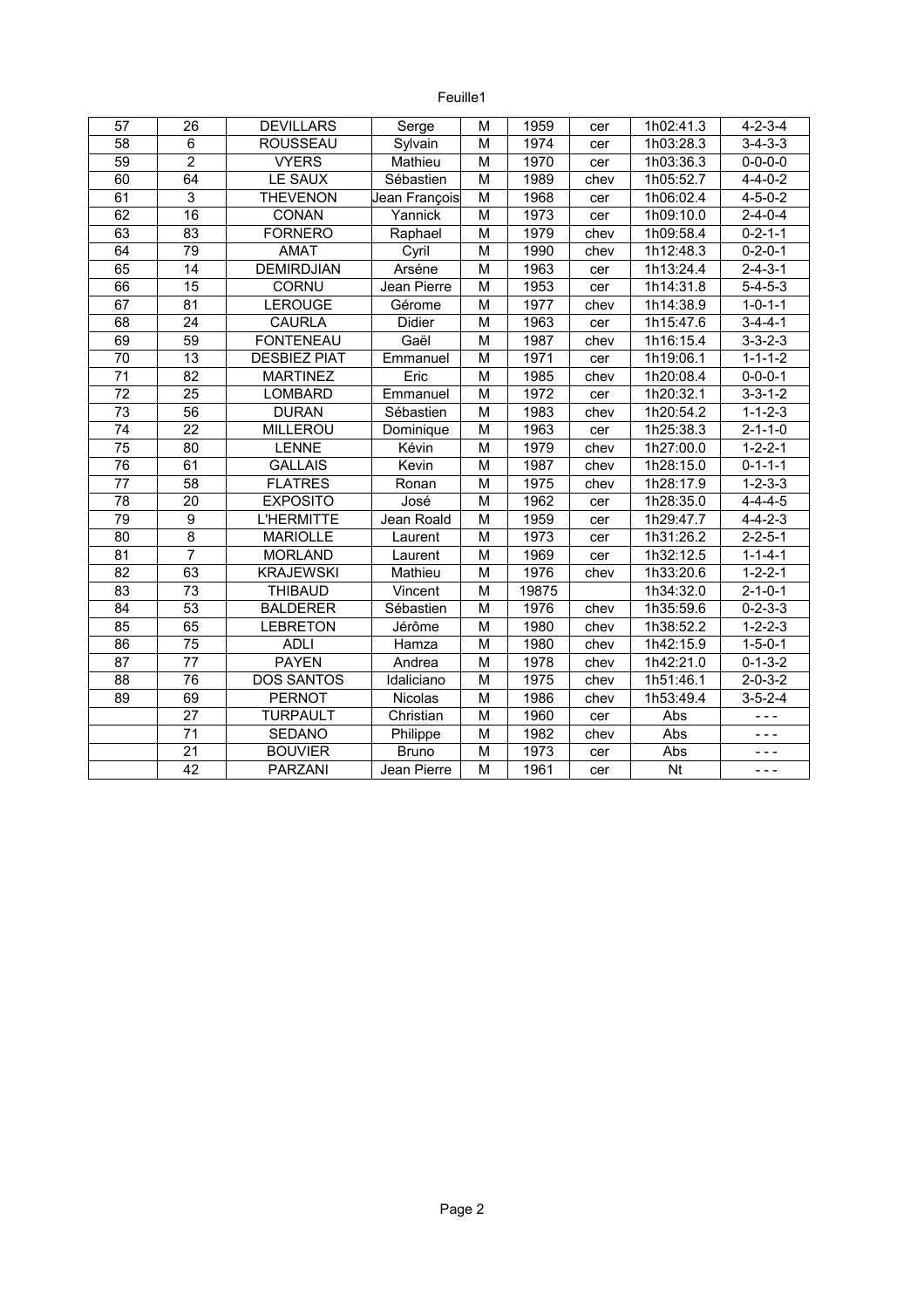| | | | | | | | | |
|---|---|---|---|---|---|---|---|---|
| 57 | 26 | DEVILLARS | Serge | M | 1959 | cer | 1h02:41.3 | 4-2-3-4 |
| 58 | 6 | ROUSSEAU | Sylvain | M | 1974 | cer | 1h03:28.3 | 3-4-3-3 |
| 59 | 2 | VYERS | Mathieu | M | 1970 | cer | 1h03:36.3 | 0-0-0-0 |
| 60 | 64 | LE SAUX | Sébastien | M | 1989 | chev | 1h05:52.7 | 4-4-0-2 |
| 61 | 3 | THEVENON | Jean François | M | 1968 | cer | 1h06:02.4 | 4-5-0-2 |
| 62 | 16 | CONAN | Yannick | M | 1973 | cer | 1h09:10.0 | 2-4-0-4 |
| 63 | 83 | FORNERO | Raphael | M | 1979 | chev | 1h09:58.4 | 0-2-1-1 |
| 64 | 79 | AMAT | Cyril | M | 1990 | chev | 1h12:48.3 | 0-2-0-1 |
| 65 | 14 | DEMIRDJIAN | Arséne | M | 1963 | cer | 1h13:24.4 | 2-4-3-1 |
| 66 | 15 | CORNU | Jean Pierre | M | 1953 | cer | 1h14:31.8 | 5-4-5-3 |
| 67 | 81 | LEROUGE | Gérome | M | 1977 | chev | 1h14:38.9 | 1-0-1-1 |
| 68 | 24 | CAURLA | Didier | M | 1963 | cer | 1h15:47.6 | 3-4-4-1 |
| 69 | 59 | FONTENEAU | Gaël | M | 1987 | chev | 1h16:15.4 | 3-3-2-3 |
| 70 | 13 | DESBIEZ PIAT | Emmanuel | M | 1971 | cer | 1h19:06.1 | 1-1-1-2 |
| 71 | 82 | MARTINEZ | Eric | M | 1985 | chev | 1h20:08.4 | 0-0-0-1 |
| 72 | 25 | LOMBARD | Emmanuel | M | 1972 | cer | 1h20:32.1 | 3-3-1-2 |
| 73 | 56 | DURAN | Sébastien | M | 1983 | chev | 1h20:54.2 | 1-1-2-3 |
| 74 | 22 | MILLEROU | Dominique | M | 1963 | cer | 1h25:38.3 | 2-1-1-0 |
| 75 | 80 | LENNE | Kévin | M | 1979 | chev | 1h27:00.0 | 1-2-2-1 |
| 76 | 61 | GALLAIS | Kevin | M | 1987 | chev | 1h28:15.0 | 0-1-1-1 |
| 77 | 58 | FLATRES | Ronan | M | 1975 | chev | 1h28:17.9 | 1-2-3-3 |
| 78 | 20 | EXPOSITO | José | M | 1962 | cer | 1h28:35.0 | 4-4-4-5 |
| 79 | 9 | L'HERMITTE | Jean Roald | M | 1959 | cer | 1h29:47.7 | 4-4-2-3 |
| 80 | 8 | MARIOLLE | Laurent | M | 1973 | cer | 1h31:26.2 | 2-2-5-1 |
| 81 | 7 | MORLAND | Laurent | M | 1969 | cer | 1h32:12.5 | 1-1-4-1 |
| 82 | 63 | KRAJEWSKI | Mathieu | M | 1976 | chev | 1h33:20.6 | 1-2-2-1 |
| 83 | 73 | THIBAUD | Vincent | M | 19875 | | 1h34:32.0 | 2-1-0-1 |
| 84 | 53 | BALDERER | Sébastien | M | 1976 | chev | 1h35:59.6 | 0-2-3-3 |
| 85 | 65 | LEBRETON | Jérôme | M | 1980 | chev | 1h38:52.2 | 1-2-2-3 |
| 86 | 75 | ADLI | Hamza | M | 1980 | chev | 1h42:15.9 | 1-5-0-1 |
| 87 | 77 | PAYEN | Andrea | M | 1978 | chev | 1h42:21.0 | 0-1-3-2 |
| 88 | 76 | DOS SANTOS | Idaliciano | M | 1975 | chev | 1h51:46.1 | 2-0-3-2 |
| 89 | 69 | PERNOT | Nicolas | M | 1986 | chev | 1h53:49.4 | 3-5-2-4 |
| | 27 | TURPAULT | Christian | M | 1960 | cer | Abs | - - - |
| | 71 | SEDANO | Philippe | M | 1982 | chev | Abs | - - - |
| | 21 | BOUVIER | Bruno | M | 1973 | cer | Abs | - - - |
| | 42 | PARZANI | Jean Pierre | M | 1961 | cer | Nt | - - - |